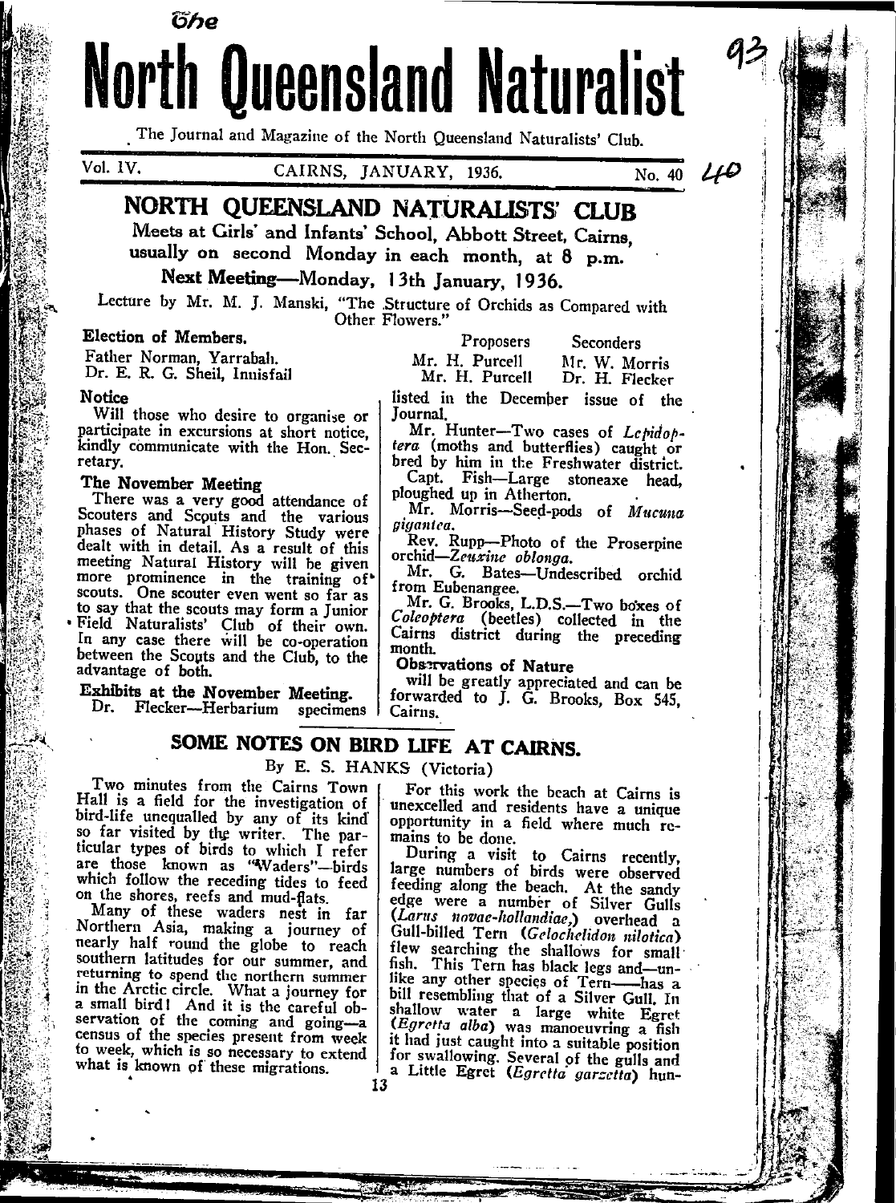The

# North Queensland Naturalist

The Journal and Magazine of the North Queensland Naturalists' Club.

Vol. IV. CAIRNS, JANUARY, 1936. No. 40

## NORTH QUEENSLAND NATURALISTS' CLUB

**Meets at Girls' and Infants' School, Abbott Street, Cairns, usually on second Monday in each month, at 8 p.m.**

**Next Meeting—Monday, 13th January, 1936.**

Lecture by Mr. M. J. Manski, "The Structure of Orchids as Compared with Other Flowers."

**Election of Members.**

| | Proposers | Seconders |
|---|---|---|
| Father Norman, Yarrabah. | Mr. H. Purcell | Mr. W. Morris |
| Dr. E. R. G. Sheil, Innisfail | Mr. H. Purcell | Dr. H. Flecker |

**Notice**

Will those who desire to organise or participate in excursions at short notice, kindly communicate with the Hon. Secretary.

**The November Meeting**

There was a very good attendance of Scouters and Scouts and the various phases of Natural History Study were dealt with in detail. As a result of this meeting Natural History will be given more prominence in the training of scouts. One scouter even went so far as to say that the scouts may form a Junior Field Naturalists' Club of their own. In any case there will be co-operation between the Scouts and the Club, to the advantage of both.

**Exhibits at the November Meeting.**

Dr. Flecker—Herbarium specimens listed in the December issue of the Journal.

Mr. Hunter—Two cases of *Lepidoptera* (moths and butterflies) caught or bred by him in the Freshwater district.

Capt. Fish—Large stoneaxe head, ploughed up in Atherton.

Mr. Morris—Seed-pods of *Mucuna gigantea.*

Rev. Rupp—Photo of the Proserpine orchid—*Zeuxine oblonga.*

Mr. G. Bates—Undescribed orchid from Eubenangee.

Mr. G. Brooks, L.D.S.—Two boxes of *Coleoptera* (beetles) collected in the Cairns district during the preceding month.

**Observations of Nature**

will be greatly appreciated and can be forwarded to J. G. Brooks, Box 545, Cairns.

## SOME NOTES ON BIRD LIFE AT CAIRNS.

By E. S. HANKS (Victoria)

Two minutes from the Cairns Town Hall is a field for the investigation of bird-life unequalled by any of its kind so far visited by the writer. The particular types of birds to which I refer are those known as "Waders"—birds which follow the receding tides to feed on the shores, reefs and mud-flats.

Many of these waders nest in far Northern Asia, making a journey of nearly half round the globe to reach southern latitudes for our summer, and returning to spend the northern summer in the Arctic circle. What a journey for a small bird! And it is the careful observation of the coming and going—a census of the species present from week to week, which is so necessary to extend what is known of these migrations.

For this work the beach at Cairns is unexcelled and residents have a unique opportunity in a field where much remains to be done.

During a visit to Cairns recently, large numbers of birds were observed feeding along the beach. At the sandy edge were a number of Silver Gulls (*Larus novae-hollandiae,*) overhead a Gull-billed Tern (*Gelochelidon nilotica*) flew searching the shallows for small fish. This Tern has black legs and—unlike any other species of Tern—has a bill resembling that of a Silver Gull. In shallow water a large white Egret (*Egretta alba*) was manoeuvring a fish it had just caught into a suitable position for swallowing. Several of the gulls and a Little Egret (*Egretta garzetta*) hun-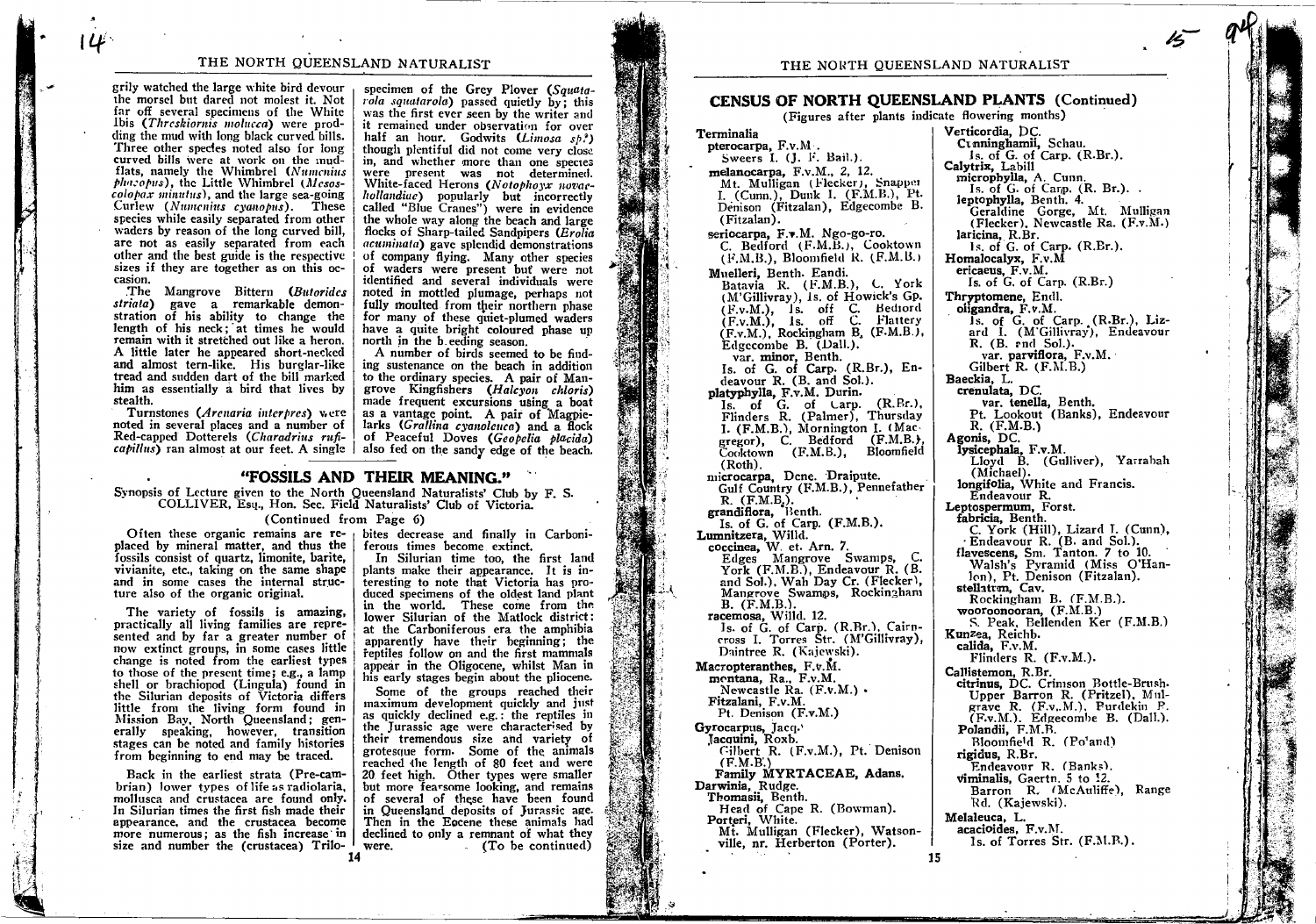grily watched the large white bird devour the morsel but dared not molest it. Not far off several specimens of the White Ibis (*Threskiornis molucca*) were prodding the mud with long black curved bills. Three other species noted also for long curved bills were at work on the mudflats, namely the Whimbrel (*Numenius phaeopus*), the Little Whimbrel (*Mesoscolopax minutus*), and the large sea-going Curlew (*Numenius cyanopus*). These species while easily separated from other waders by reason of the long curved bill, are not as easily separated from each other and the best guide is the respective sizes if they are together as on this occasion.

The Mangrove Bittern (*Butorides striata*) gave a remarkable demonstration of his ability to change the length of his neck; at times he would remain with it stretched out like a heron. A little later he appeared short-necked and almost tern-like. His burglar-like tread and sudden dart of the bill marked him as essentially a bird that lives by stealth.

Turnstones (*Arenaria interpres*) were noted in several places and a number of Red-capped Dotterels (*Charadrius ruficapillus*) ran almost at our feet. A single specimen of the Grey Plover (*Squatarola squatarola*) passed quietly by; this was the first ever seen by the writer and it remained under observation for over half an hour. Godwits (*Limosa sp?*) though plentiful did not come very close in, and whether more than one species were present was not determined. White-faced Herons (*Notophoyx novaehollandiae*) popularly but incorrectly called "Blue Cranes") were in evidence the whole way along the beach and large flocks of Sharp-tailed Sandpipers (*Erolia acuminata*) gave splendid demonstrations of company flying. Many other species of waders were present but were not identified and several individuals were noted in mottled plumage, perhaps not fully moulted from their northern phase for many of these quiet-plumed waders have a quite bright coloured phase up north in the breeding season.

A number of birds seemed to be finding sustenance on the beach in addition to the ordinary species. A pair of Mangrove Kingfishers (*Halcyon chloris*) made frequent excursions using a boat as a vantage point. A pair of Magpie-larks (*Grallina cyanoleuca*) and a flock of Peaceful Doves (*Geopelia placida*) also fed on the sandy edge of the beach.

## "FOSSILS AND THEIR MEANING."

Synopsis of Lecture given to the North Queensland Naturalists' Club by F. S. COLLIVER, Esq., Hon. Sec. Field Naturalists' Club of Victoria.

(Continued from Page 6)

Often these organic remains are replaced by mineral matter, and thus the fossils consist of quartz, limonite, barite, vivianite, etc., taking on the same shape and in some cases the internal structure also of the organic original.

The variety of fossils is amazing, practically all living families are represented and by far a greater number of now extinct groups, in some cases little change is noted from the earliest types to those of the present time; e.g., a lamp shell or brachiopod (Lingula) found in the Silurian deposits of Victoria differs little from the living form found in Mission Bay, North Queensland; generally speaking, however, transition stages can be noted and family histories from beginning to end may be traced.

Back in the earliest strata (Pre-cambrian) lower types of life as radiolaria, mollusca and crustacea are found only. In Silurian times the first fish made their appearance, and the crustacea become more numerous; as the fish increase in size and number the (crustacea) Trilobites decrease and finally in Carboniferous times become extinct.

In Silurian time too, the first land plants make their appearance. It is interesting to note that Victoria has produced specimens of the oldest land plant in the world. These come from the lower Silurian of the Matlock district; at the Carboniferous era the amphibia apparently have their beginning; the reptiles follow on and the first mammals appear in the Oligocene, whilst Man in his early stages begin about the pliocene.

Some of the groups reached their maximum development quickly and just as quickly declined e.g.: the reptiles in the Jurassic age were characterised by their tremendous size and variety of grotesque form. Some of the animals reached the length of 80 feet and were 20 feet high. Other types were smaller but more fearsome looking, and remains of several of these have been found in Queensland deposits of Jurassic age. Then in the Eocene these animals had declined to only a remnant of what they were. (To be continued)

## CENSUS OF NORTH QUEENSLAND PLANTS (Continued)

(Figures after plants indicate flowering months)

**Terminalia**
**pterocarpa,** F.v.M.
Sweers I. (J. F. Bail.).
**melanocarpa,** F.v.M., 2, 12.
Mt. Mulligan (Flecker), Snapper I. (Cunn.), Dunk I. (F.M.B.), Pt. Denison (Fitzalan), Edgecombe B. (Fitzalan).
**seriocarpa,** F.v.M. Ngo-go-ro.
C. Bedford (F.M.B.), Cooktown (F.M.B.), Bloomfield R. (F.M.B.)
**Muelleri,** Benth. Eandi.
Batavia R. (F.M.B.), C. York (M'Gillivray), Is. of Howick's Gp. (F.v.M.), Is. off C. Bedford (F.v.M.), Is. off C. Flattery (F.v.M.), Rockingham B. (F.M.B.), Edgecombe B. (Dall.).
var. **minor,** Benth.
Is. of G. of Carp. (R.Br.), Endeavour R. (B. and Sol.).
**platyphylla,** F.v.M. Durin.
Is. of G. of Carp. (R.Br.), Flinders R. (Palmer), Thursday I. (F.M.B.), Mornington I. (Macgregor), C. Bedford (F.M.B.), Cooktown (F.M.B.), Bloomfield (Roth).
**microcarpa,** Dcne. Draipute.
Gulf Country (F.M.B.), Pennefather R. (F.M.B.).
**grandiflora,** Benth.
Is. of G. of Carp. (F.M.B.).
**Lumnitzera,** Willd.
**coccinea,** W. et. Arn. 7.
Edges Mangrove Swamps, C. York (F.M.B.), Endeavour R. (B. and Sol.), Wah Day Cr. (Flecker), Mangrove Swamps, Rockingham B. (F.M.B.).
**racemosa,** Willd. 12.
Is. of G. of Carp. (R.Br.), Cairncross I. Torres Str. (M'Gillivray), Daintree R. (Kajewski).
**Macropteranthes,** F.v.M.
**montana,** Ra., F.v.M.
Newcastle Ra. (F.v.M.).
**Fitzalani,** F.v.M.
Pt. Denison (F.v.M.)
**Gyrocarpus,** Jacq.
**Jacquini,** Roxb.
Gilbert R. (F.v.M.), Pt. Denison (F.M.B.)
**Family MYRTACEAE, Adans.**
**Darwinia,** Rudge.
**Thomasii,** Benth.
Head of Cape R. (Bowman).
**Porteri,** White.
Mt. Mulligan (Flecker), Watsonville, nr. Herberton (Porter).
**Verticordia,** DC.
**Cunninghamii,** Schau.
Is. of G. of Carp. (R.Br.).
**Calytrix,** Labill
**microphylla,** A. Cunn.
Is. of G. of Carp. (R. Br.).
**leptophylla,** Benth. 4.
Geraldine Gorge, Mt. Mulligan (Flecker), Newcastle Ra. (F.v.M.)
**laricina,** R.Br.
Is. of G. of Carp. (R.Br.).
**Homalocalyx,** F.v.M
**ericaeus,** F.v.M.
Is. of G. of Carp. (R.Br.)
**Thryptomene,** Endl.
**oligandra,** F.v.M.
Is. of G. of Carp. (R.Br.), Lizard I. (M'Gillivray), Endeavour R. (B. and Sol.).
var. **parviflora,** F.v.M.
Gilbert R. (F.M.B.)
**Baeckia,** L.
**crenulata,** DC.
var. **tenella,** Benth.
Pt. Lookout (Banks), Endeavour R. (F.M.B.)
**Agonis,** DC.
**lysicephala,** F.v.M.
Lloyd B. (Gulliver), Yarrabah (Michael).
**longifolia,** White and Francis.
Endeavour R.
**Leptospermum,** Forst.
**fabricia,** Benth.
C. York (Hill), Lizard I. (Cunn), Endeavour R. (B. and Sol.).
**flavescens,** Sm. Tanton. 7 to 10.
Walsh's Pyramid (Miss O'Hanlon), Pt. Denison (Fitzalan).
**stellatum,** Cav.
Rockingham B. (F.M.B.).
**wooroonooran,** (F.M.B.)
S. Peak, Bellenden Ker (F.M.B.)
**Kunzea,** Reichb.
**calida,** F.v.M.
Flinders R. (F.v.M.).
**Callistemon,** R.Br.
**citrinus,** DC. Crimson Bottle-Brush.
Upper Barron R. (Pritzel), Mulgrave R. (F.v.M.), Purdekin R. (F.v.M.). Edgecombe B. (Dall.).
**Polandii,** F.M.B.
Bloomfield R. (Poland)
**rigidus,** R.Br.
Endeavour R. (Banks).
**viminalis,** Gaertn. 5 to 12.
Barron R. (McAuliffe), Range Rd. (Kajewski).
**Melaleuca,** L.
**acacioides,** F.v.M.
Is. of Torres Str. (F.M.B.).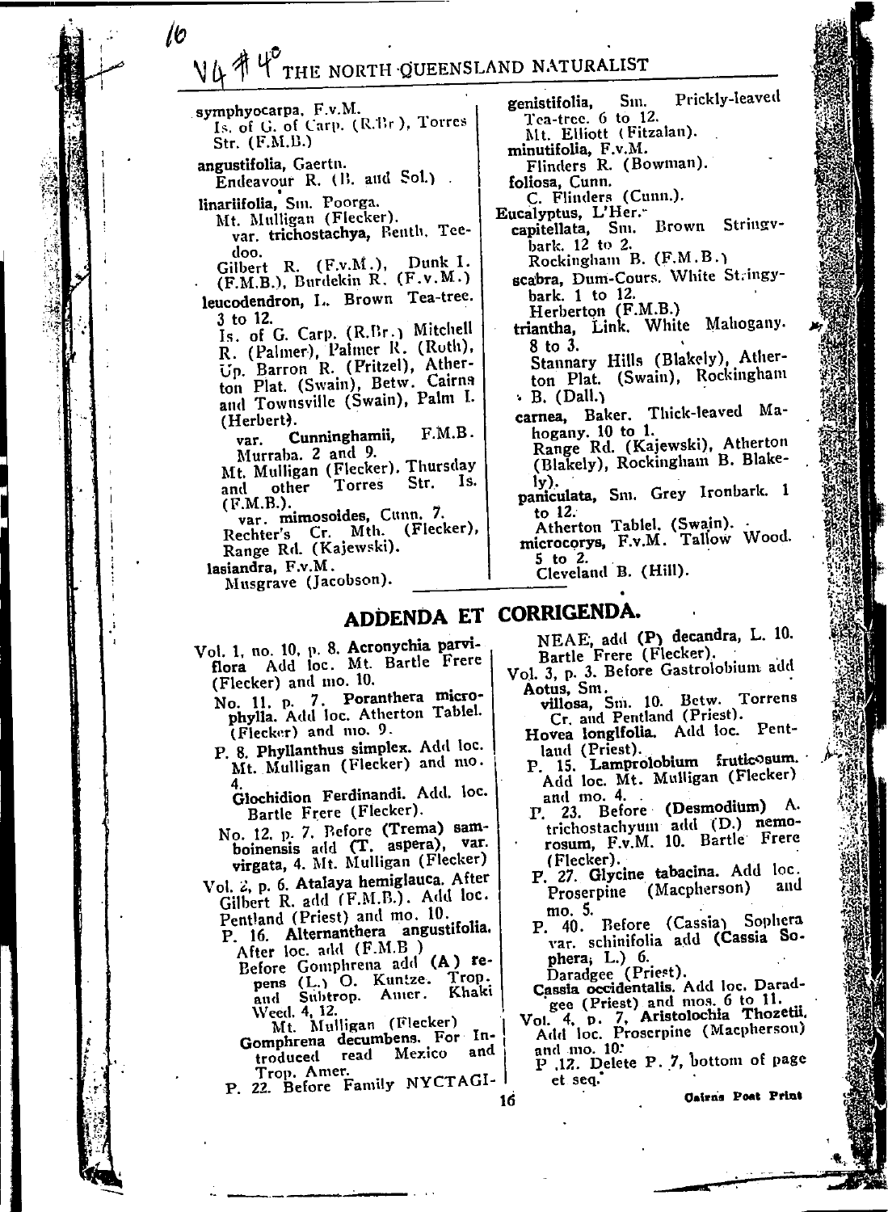symphyocarpa, F.v.M.
Is. of G. of Carp. (R.Br.), Torres Str. (F.M.B.)

angustifolia, Gaertn.
Endeavour R. (B. and Sol.)

linariifolia, Sm. Poorga.
Mt. Mulligan (Flecker).
var. **trichostachya**, Benth. Teedoo.
Gilbert R. (F.v.M.), Dunk I. (F.M.B.), Burdekin R. (F.v.M.)

**leucodendron**, L. Brown Tea-tree. 3 to 12.
Is. of G. Carp. (R.Br.) Mitchell R. (Palmer), Palmer R. (Roth), Up. Barron R. (Pritzel), Atherton Plat. (Swain), Betw. Cairns and Townsville (Swain), Palm I. (Herbert).
var. **Cunninghamii**, F.M.B. Murraba. 2 and 9.
Mt. Mulligan (Flecker). Thursday and other Torres Str. Is. (F.M.B.).
var. **mimosoides**, Cunn. 7.
Rechter's Cr. Mth. (Flecker), Range Rd. (Kajewski).

**lasiandra**, F.v.M.
Musgrave (Jacobson).

**genistifolia**, Sm. Prickly-leaved Tea-tree. 6 to 12.
Mt. Elliott (Fitzalan).

**minutifolia**, F.v.M.
Flinders R. (Bowman).

**foliosa**, Cunn.
C. Flinders (Cunn.).

**Eucalyptus**, L'Her.

**capitellata**, Sm. Brown Stringybark. 12 to 2.
Rockingham B. (F.M.B.)

**scabra**, Dum-Cours. White Stringybark. 1 to 12.
Herberton (F.M.B.)

**triantha**, Link. White Mahogany. 8 to 3.
Stannary Hills (Blakely), Atherton Plat. (Swain), Rockingham B. (Dall.)

**carnea**, Baker. Thick-leaved Mahogany. 10 to 1.
Range Rd. (Kajewski), Atherton (Blakely), Rockingham B. Blakely).

**paniculata**, Sm. Grey Ironbark. 1 to 12.
Atherton Tablel. (Swain).

**microcorys**, F.v.M. Tallow Wood. 5 to 2.
Cleveland B. (Hill).

## ADDENDA ET CORRIGENDA.

Vol. 1, no. 10, p. 8. **Acronychia parviflora** Add loc. Mt. Bartle Frere (Flecker) and mo. 10.

No. 11. p. 7. **Poranthera microphylla**. Add loc. Atherton Tablel. (Flecker) and mo. 9.

P. 8. **Phyllanthus simplex**. Add loc. Mt. Mulligan (Flecker) and mo. 4.

**Glochidion Ferdinandi**. Add. loc. Bartle Frere (Flecker).

No. 12. p. 7. Before **(Trema) samboinensis** add **(T. aspera)**, var. **virgata**, 4. Mt. Mulligan (Flecker)

Vol. 2, p. 6. **Atalaya hemiglauca**. After Gilbert R. add (F.M.B.). Add loc. Pentland (Priest) and mo. 10.

P. 16. **Alternanthera angustifolia**. After loc. add (F.M.B.)
Before Gomphrena add **(A) repens** (L.) O. Kuntze. Trop. and Subtrop. Amer. Khaki Weed. 4, 12.
Mt. Mulligan (Flecker)
**Gomphrena decumbens**. For Introduced read Mexico and Trop. Amer.

P. 22. Before Family NYCTAGINEAE, add **(P) decandra**, L. 10. Bartle Frere (Flecker).

Vol. 3, p. 3. Before Gastrolobium add **Aotus**, Sm.
**villosa**, Sm. 10. Betw. Torrens Cr. and Pentland (Priest).
**Hovea longifolia**. Add loc. Pentland (Priest).

P. 15. **Lamprolobium fruticosum**. Add loc. Mt. Mulligan (Flecker) and mo. 4.

P. 23. Before **(Desmodium)** A. trichostachyum add (D.) **nemorosum**, F.v.M. 10. Bartle Frere (Flecker).

P. 27. **Glycine tabacina**. Add loc. Proserpine (Macpherson) and mo. 5.

P. 40. Before (Cassia) Sophera var. schinifolia add **(Cassia Sophera**, L.) 6.
Daradgee (Priest).
**Cassia occidentalis**. Add loc. Daradgee (Priest) and mos. 6 to 11.

Vol. 4, p. 7, **Aristolochia Thozetii**. Add loc. Proserpine (Macpherson) and mo. 10.

P. 12. Delete P. 7, bottom of page et seq.

Cairns Post Print